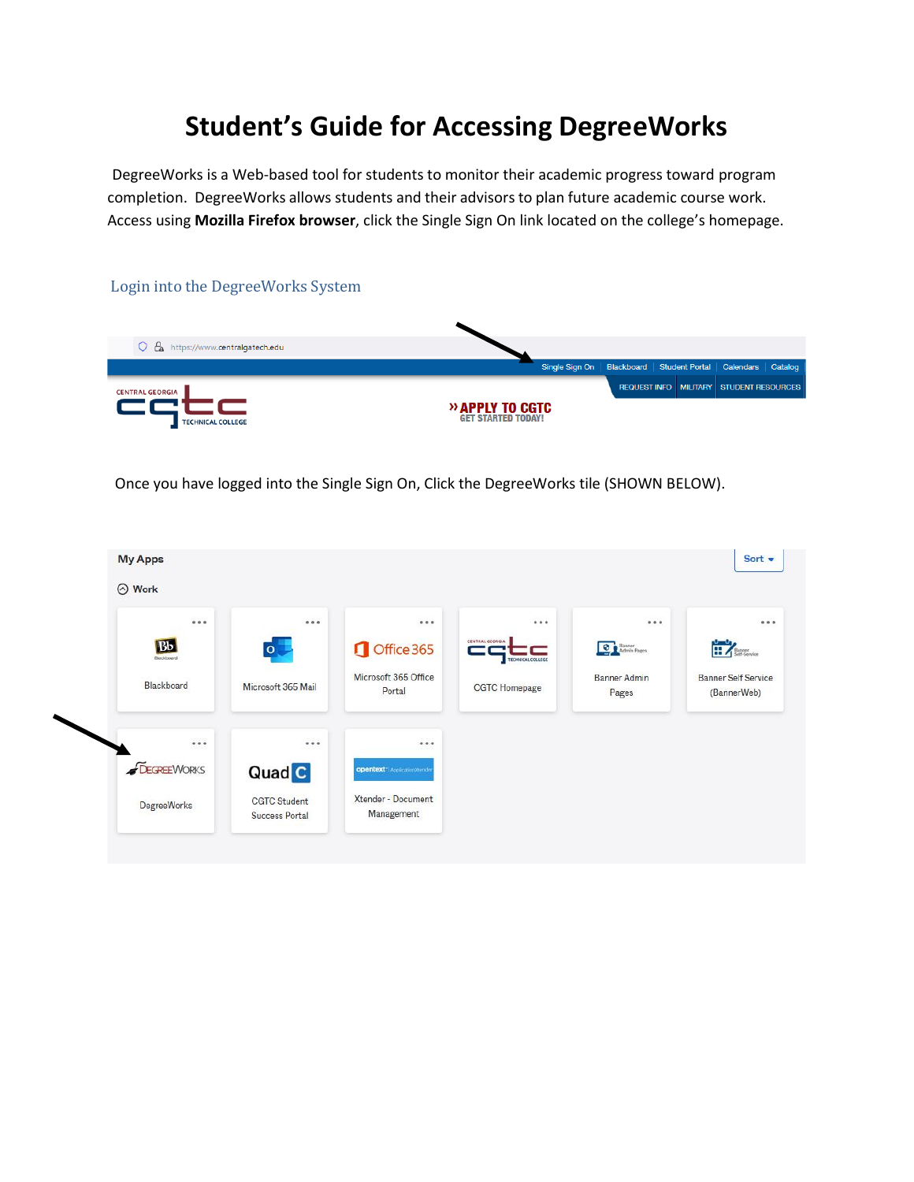# Student's Guide for Accessing DegreeWorks

DegreeWorks is a Web-based tool for students to monitor their academic progress toward program completion. DegreeWorks allows students and their advisors to plan future academic course work. Access using **Mozilla Firefox browser**, click the Single Sign On link located on the college's homepage.

## Login into the DegreeWorks System

Once you have logged into the Single Sign On, Click the DegreeWorks tile (SHOWN BELOW).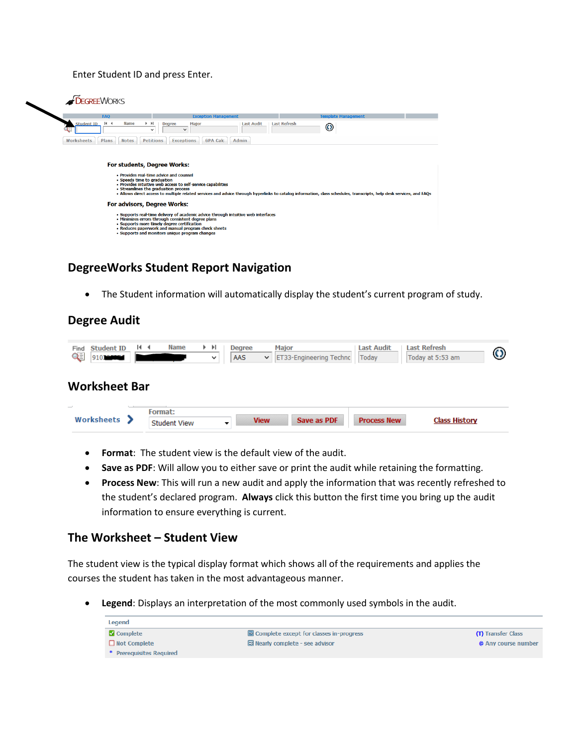Enter Student ID and press Enter.

## DegreeWorks Student Report Navigation

- The Student information will automatically display the student's current program of study.

## Degree Audit

## Worksheet Bar

- **Format**: The student view is the default view of the audit.
- **Save as PDF**: Will allow you to either save or print the audit while retaining the formatting.
- **Process New**: This will run a new audit and apply the information that was recently refreshed to the student's declared program. **Always** click this button the first time you bring up the audit information to ensure everything is current.

## The Worksheet – Student View

The student view is the typical display format which shows all of the requirements and applies the courses the student has taken in the most advantageous manner.

- **Legend**: Displays an interpretation of the most commonly used symbols in the audit.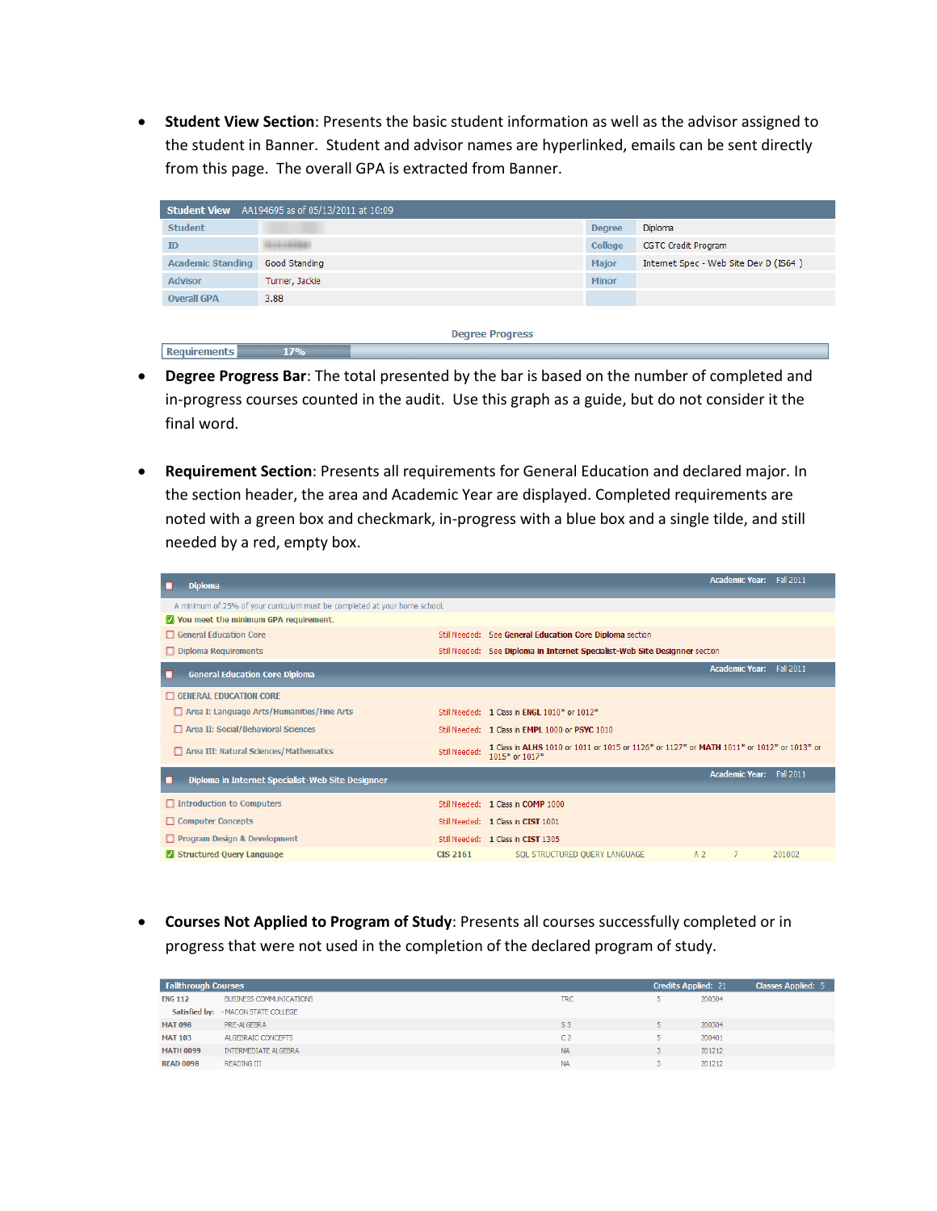- **Student View Section**: Presents the basic student information as well as the advisor assigned to the student in Banner. Student and advisor names are hyperlinked, emails can be sent directly from this page. The overall GPA is extracted from Banner.

| Student View | AA194695 as of 05/13/2011 at 10:09 | | |
|---|---|---|---|
| Student | | Degree | Diploma |
| ID | | College | CGTC Credit Program |
| Academic Standing | Good Standing | Major | Internet Spec - Web Site Dev D (IS64 ) |
| Advisor | Turner, Jackie | Minor | |
| Overall GPA | 3.88 | | |

Degree Progress

| Requirements | 17% |
|---|---|

- **Degree Progress Bar**: The total presented by the bar is based on the number of completed and in-progress courses counted in the audit. Use this graph as a guide, but do not consider it the final word.

- **Requirement Section**: Presents all requirements for General Education and declared major. In the section header, the area and Academic Year are displayed. Completed requirements are noted with a green box and checkmark, in-progress with a blue box and a single tilde, and still needed by a red, empty box.

| Diploma | | Academic Year: Fall 2011 |
|---|---|---|
| A minimum of 25% of your curriculum must be completed at your home school. | | |
| ☑ You meet the minimum GPA requirement. | | |
| ☐ General Education Core | Still Needed: | See **General Education Core Diploma** section |
| ☐ Diploma Requirements | Still Needed: | See **Diploma in Internet Specialist-Web Site Designner** section |
| **General Education Core Diploma** | | Academic Year: Fall 2011 |
| ☐ GENERAL EDUCATION CORE | | |
| ☐ Area I: Language Arts/Humanities/Fine Arts | Still Needed: | 1 Class in **ENGL** 1010* or 1012* |
| ☐ Area II: Social/Behavioral Sciences | Still Needed: | 1 Class in **EMPL** 1000 or **PSYC** 1010 |
| ☐ Area III: Natural Sciences/Mathematics | Still Needed: | 1 Class in **ALHS** 1010 or 1011 or 1015 or 1126* or 1127* or **MATH** 1011* or 1012* or 1013* or 1015* or 1017* |
| **Diploma in Internet Specialist-Web Site Designner** | | Academic Year: Fall 2011 |
| ☐ Introduction to Computers | Still Needed: | 1 Class in **COMP** 1000 |
| ☐ Computer Concepts | Still Needed: | 1 Class in **CIST** 1001 |
| ☐ Program Design & Development | Still Needed: | 1 Class in **CIST** 1305 |
| ☑ Structured Query Language | CIS 2161 | SQL STRUCTURED QUERY LANGUAGE A 2 7 201002 |

- **Courses Not Applied to Program of Study**: Presents all courses successfully completed or in progress that were not used in the completion of the declared program of study.

| Fallthrough Courses | | | Credits Applied: 21 | Classes Applied: 5 |
|---|---|---|---|---|
| ENG 112 | BUSINESS COMMUNICATIONS | TRC | 5 | 200304 |
| Satisfied by: | - MACON STATE COLLEGE | | | |
| MAT 098 | PRE-ALGEBRA | S 3 | 5 | 200304 |
| MAT 103 | ALGEBRAIC CONCEPTS | C 2 | 5 | 200401 |
| MATH 0099 | INTERMEDIATE ALGEBRA | NA | 3 | 201212 |
| READ 0098 | READING III | NA | 3 | 201212 |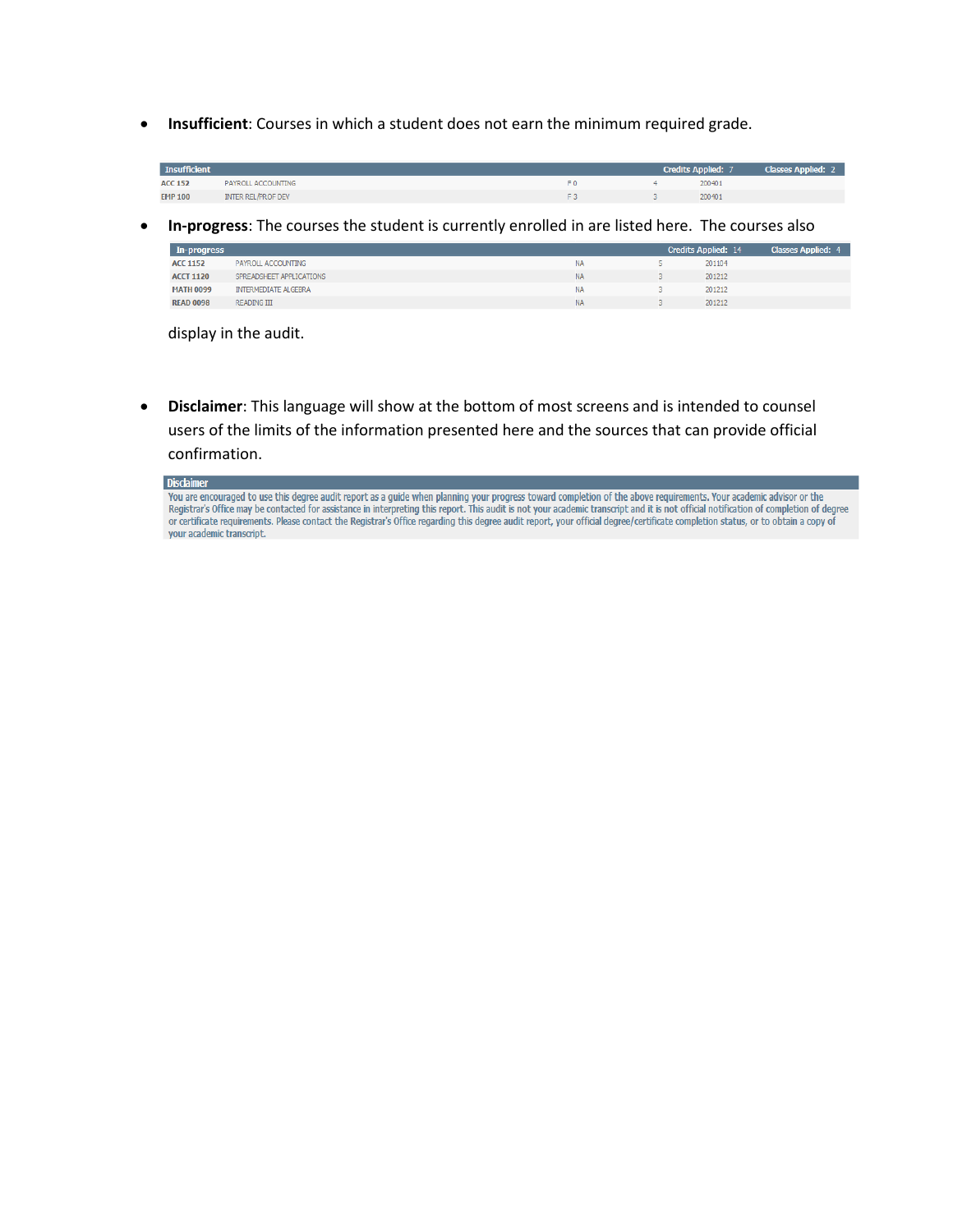- **Insufficient**: Courses in which a student does not earn the minimum required grade.

| Insufficient | | | | | Credits Applied: 7 | Classes Applied: 2 |
|---|---|---|---|---|---|---|
| ACC 152 | PAYROLL ACCOUNTING | F 0 | 4 | 200401 | | |
| EMP 100 | INTER REL/PROF DEV | F 3 | 3 | 200401 | | |

- **In-progress**: The courses the student is currently enrolled in are listed here. The courses also display in the audit.

| In-progress | | | | | Credits Applied: 14 | Classes Applied: 4 |
|---|---|---|---|---|---|---|
| ACC 1152 | PAYROLL ACCOUNTING | NA | 5 | 201104 | | |
| ACCT 1120 | SPREADSHEET APPLICATIONS | NA | 3 | 201212 | | |
| MATH 0099 | INTERMEDIATE ALGEBRA | NA | 3 | 201212 | | |
| READ 0098 | READING III | NA | 3 | 201212 | | |

- **Disclaimer**: This language will show at the bottom of most screens and is intended to counsel users of the limits of the information presented here and the sources that can provide official confirmation.

| Disclaimer |
|---|
| You are encouraged to use this degree audit report as a guide when planning your progress toward completion of the above requirements. Your academic advisor or the Registrar's Office may be contacted for assistance in interpreting this report. This audit is not your academic transcript and it is not official notification of completion of degree or certificate requirements. Please contact the Registrar's Office regarding this degree audit report, your official degree/certificate completion status, or to obtain a copy of your academic transcript. |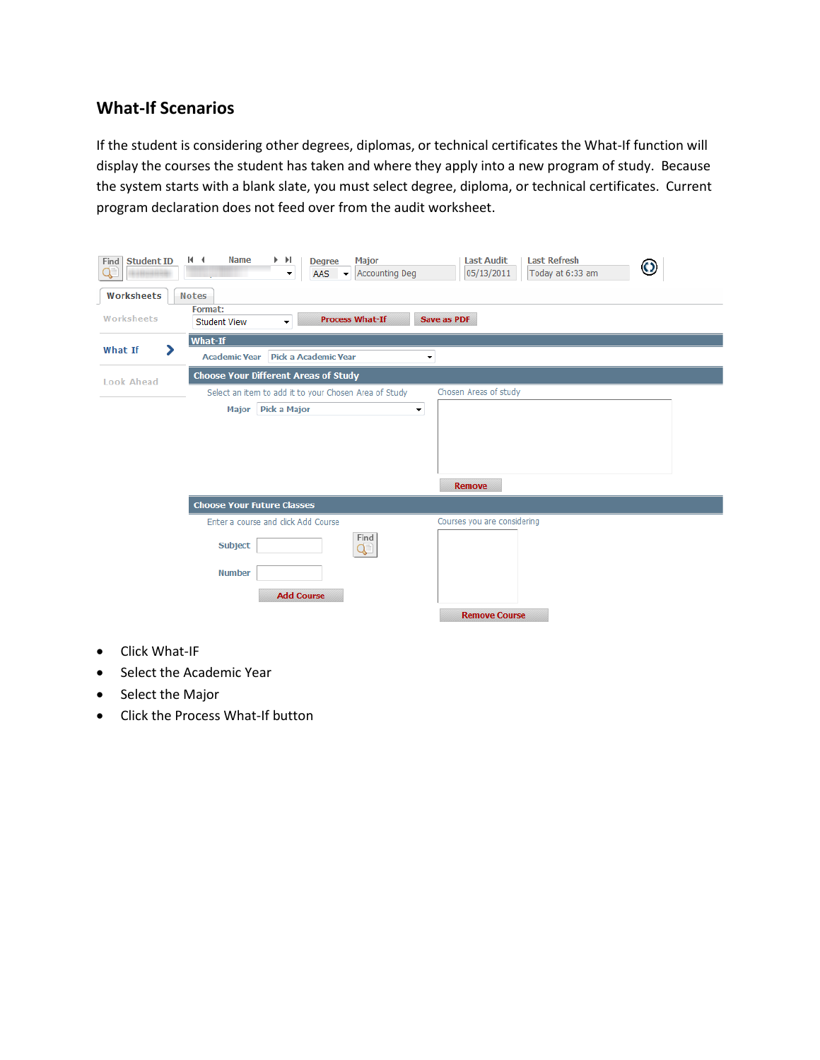## What-If Scenarios

If the student is considering other degrees, diplomas, or technical certificates the What-If function will display the courses the student has taken and where they apply into a new program of study. Because the system starts with a blank slate, you must select degree, diploma, or technical certificates. Current program declaration does not feed over from the audit worksheet.

- Click What-IF
- Select the Academic Year
- Select the Major
- Click the Process What-If button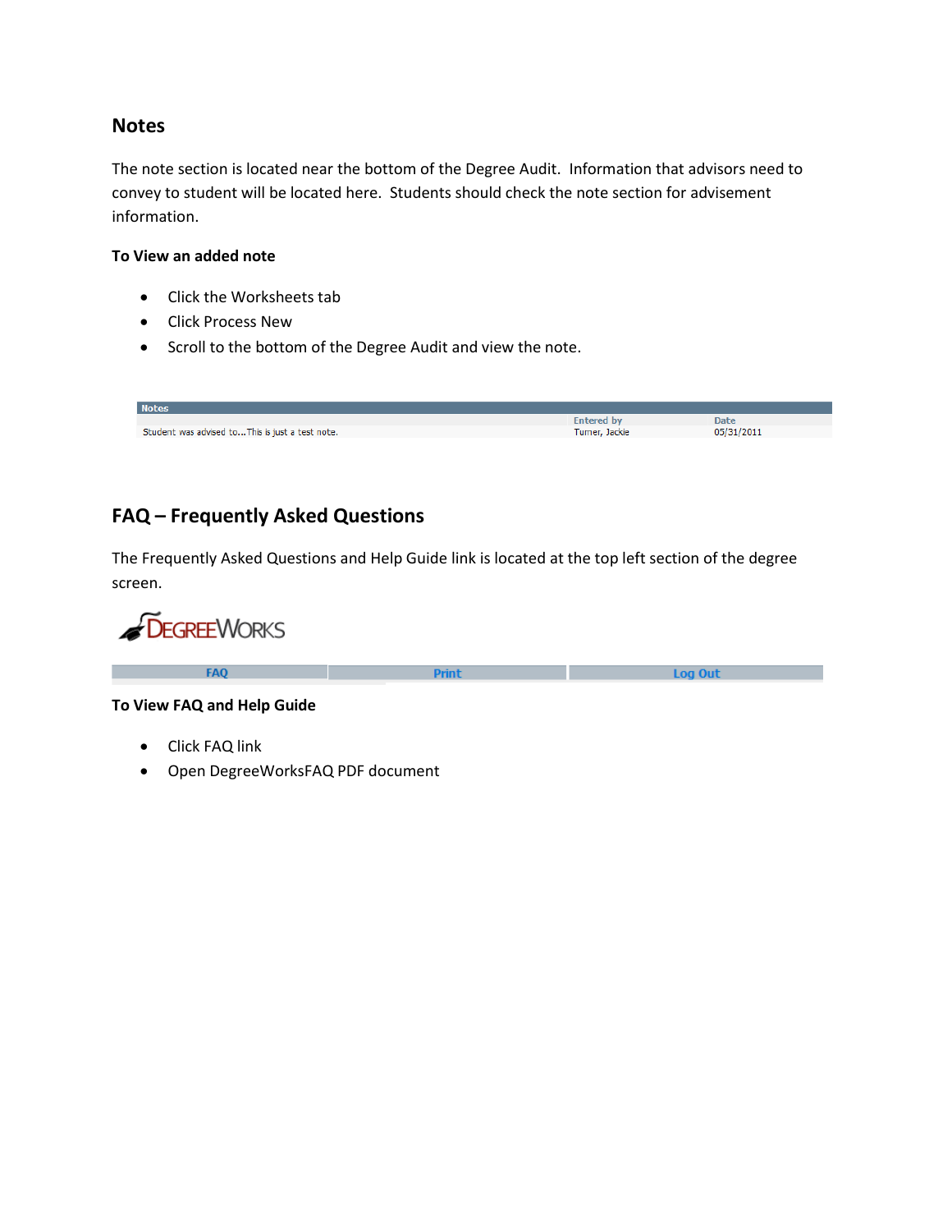## Notes

The note section is located near the bottom of the Degree Audit. Information that advisors need to convey to student will be located here. Students should check the note section for advisement information.

**To View an added note**

- Click the Worksheets tab
- Click Process New
- Scroll to the bottom of the Degree Audit and view the note.

| Notes | Entered by | Date |
|---|---|---|
| Student was advised to...This is just a test note. | Turner, Jackie | 05/31/2011 |

## FAQ – Frequently Asked Questions

The Frequently Asked Questions and Help Guide link is located at the top left section of the degree screen.

DegreeWorks

FAQ Print Log Out

**To View FAQ and Help Guide**

- Click FAQ link
- Open DegreeWorksFAQ PDF document